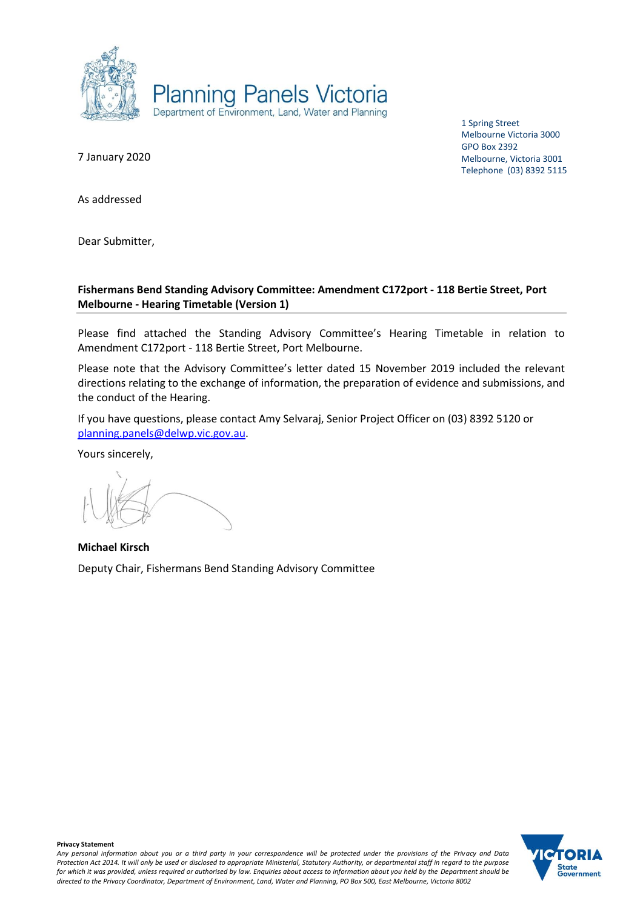Planning Panels Victoria
Department of Environment, Land, Water and Planning

1 Spring Street
Melbourne Victoria 3000
GPO Box 2392
Melbourne, Victoria 3001
Telephone (03) 8392 5115

7 January 2020

As addressed

Dear Submitter,

**Fishermans Bend Standing Advisory Committee: Amendment C172port - 118 Bertie Street, Port Melbourne - Hearing Timetable (Version 1)**

Please find attached the Standing Advisory Committee's Hearing Timetable in relation to Amendment C172port - 118 Bertie Street, Port Melbourne.

Please note that the Advisory Committee's letter dated 15 November 2019 included the relevant directions relating to the exchange of information, the preparation of evidence and submissions, and the conduct of the Hearing.

If you have questions, please contact Amy Selvaraj, Senior Project Officer on (03) 8392 5120 or planning.panels@delwp.vic.gov.au.

Yours sincerely,

**Michael Kirsch**
Deputy Chair, Fishermans Bend Standing Advisory Committee

**Privacy Statement**
*Any personal information about you or a third party in your correspondence will be protected under the provisions of the Privacy and Data Protection Act 2014. It will only be used or disclosed to appropriate Ministerial, Statutory Authority, or departmental staff in regard to the purpose for which it was provided, unless required or authorised by law. Enquiries about access to information about you held by the Department should be directed to the Privacy Coordinator, Department of Environment, Land, Water and Planning, PO Box 500, East Melbourne, Victoria 8002*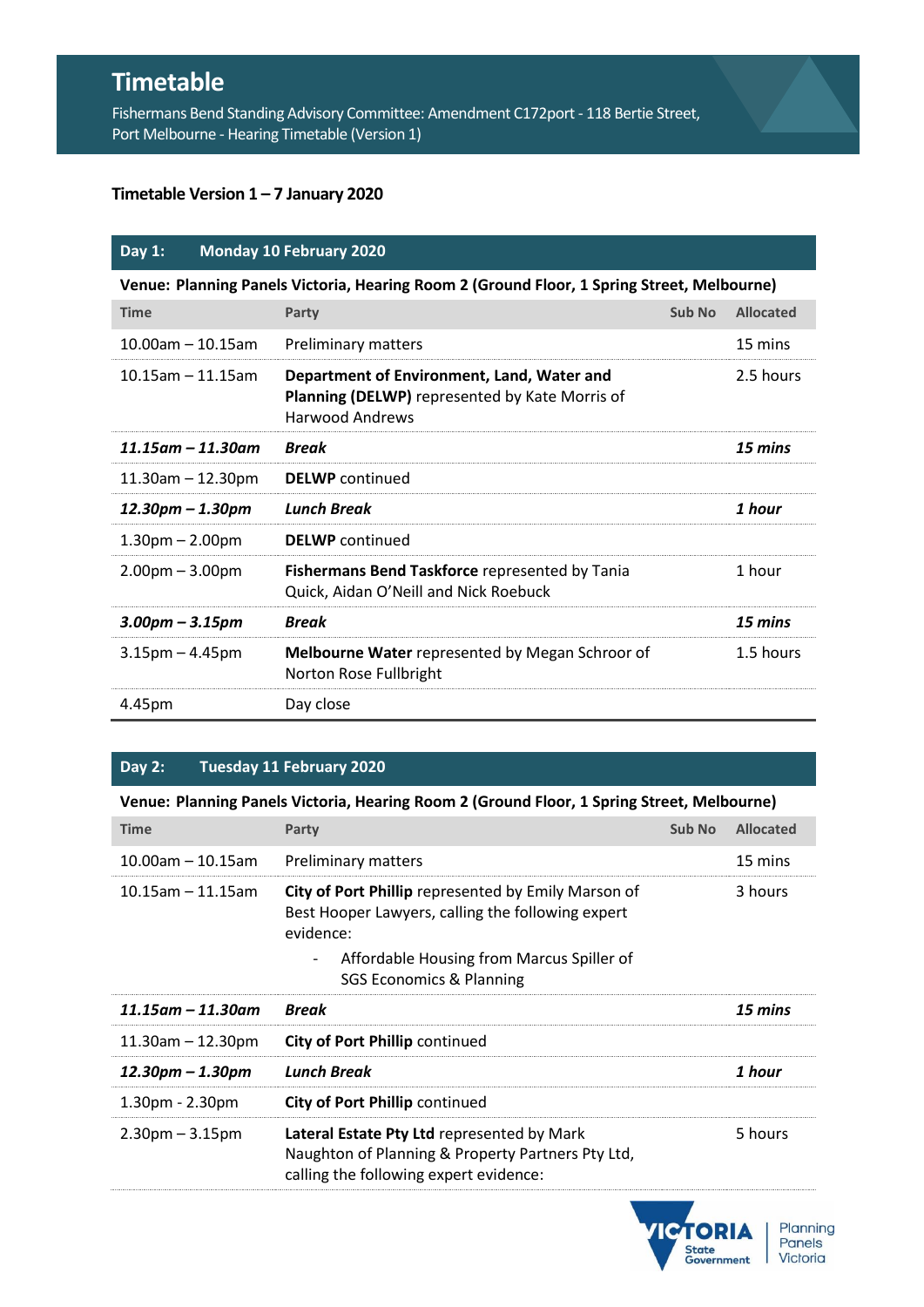# Timetable

Fishermans Bend Standing Advisory Committee: Amendment C172port - 118 Bertie Street, Port Melbourne - Hearing Timetable (Version 1)

**Timetable Version 1 – 7 January 2020**

| **Day 1:** | **Monday 10 February 2020** | | |
|---|---|---|---|
| **Venue: Planning Panels Victoria, Hearing Room 2 (Ground Floor, 1 Spring Street, Melbourne)** | | | |
| **Time** | **Party** | **Sub No** | **Allocated** |
| 10.00am – 10.15am | Preliminary matters | | 15 mins |
| 10.15am – 11.15am | **Department of Environment, Land, Water and Planning (DELWP)** represented by Kate Morris of Harwood Andrews | | 2.5 hours |
| ***11.15am – 11.30am*** | ***Break*** | | ***15 mins*** |
| 11.30am – 12.30pm | **DELWP** continued | | |
| ***12.30pm – 1.30pm*** | ***Lunch Break*** | | ***1 hour*** |
| 1.30pm – 2.00pm | **DELWP** continued | | |
| 2.00pm – 3.00pm | **Fishermans Bend Taskforce** represented by Tania Quick, Aidan O'Neill and Nick Roebuck | | 1 hour |
| ***3.00pm – 3.15pm*** | ***Break*** | | ***15 mins*** |
| 3.15pm – 4.45pm | **Melbourne Water** represented by Megan Schroor of Norton Rose Fullbright | | 1.5 hours |
| 4.45pm | Day close | | |

| **Day 2:** | **Tuesday 11 February 2020** | | |
|---|---|---|---|
| **Venue: Planning Panels Victoria, Hearing Room 2 (Ground Floor, 1 Spring Street, Melbourne)** | | | |
| **Time** | **Party** | **Sub No** | **Allocated** |
| 10.00am – 10.15am | Preliminary matters | | 15 mins |
| 10.15am – 11.15am | **City of Port Phillip** represented by Emily Marson of Best Hooper Lawyers, calling the following expert evidence:<br>- Affordable Housing from Marcus Spiller of SGS Economics & Planning | | 3 hours |
| ***11.15am – 11.30am*** | ***Break*** | | ***15 mins*** |
| 11.30am – 12.30pm | **City of Port Phillip** continued | | |
| ***12.30pm – 1.30pm*** | ***Lunch Break*** | | ***1 hour*** |
| 1.30pm - 2.30pm | **City of Port Phillip** continued | | |
| 2.30pm – 3.15pm | **Lateral Estate Pty Ltd** represented by Mark Naughton of Planning & Property Partners Pty Ltd, calling the following expert evidence: | | 5 hours |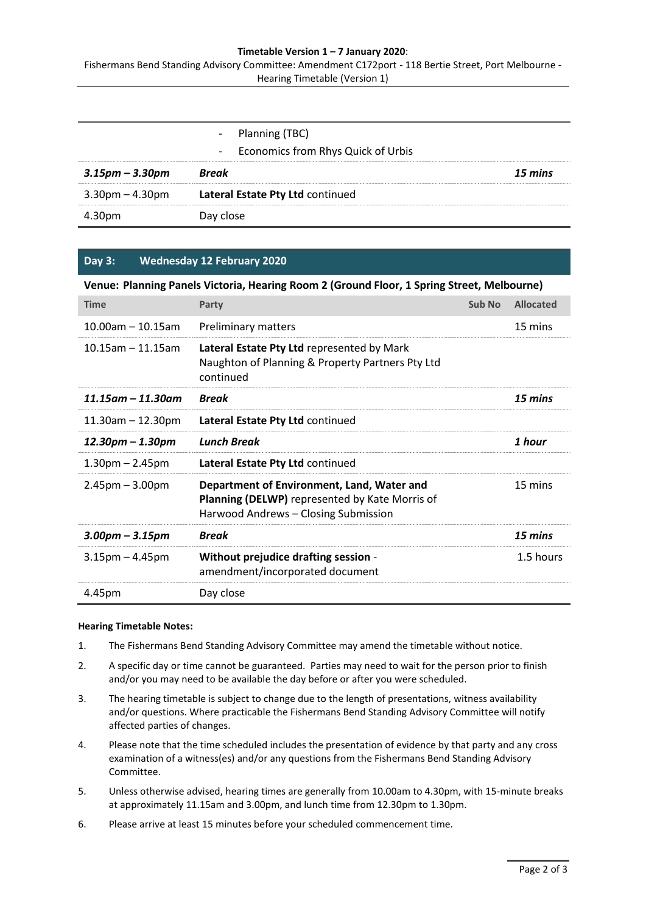| | | |
|---|---|---|
| | - Planning (TBC)<br>- Economics from Rhys Quick of Urbis | |
| ***3.15pm – 3.30pm*** | ***Break*** | ***15 mins*** |
| 3.30pm – 4.30pm | **Lateral Estate Pty Ltd** continued | |
| 4.30pm | Day close | |

## Day 3: Wednesday 12 February 2020

| **Venue: Planning Panels Victoria, Hearing Room 2 (Ground Floor, 1 Spring Street, Melbourne)** | | | |
|---|---|---|---|
| **Time** | **Party** | **Sub No** | **Allocated** |
| 10.00am – 10.15am | Preliminary matters | | 15 mins |
| 10.15am – 11.15am | **Lateral Estate Pty Ltd** represented by Mark Naughton of Planning & Property Partners Pty Ltd continued | | |
| ***11.15am – 11.30am*** | ***Break*** | | ***15 mins*** |
| 11.30am – 12.30pm | **Lateral Estate Pty Ltd** continued | | |
| ***12.30pm – 1.30pm*** | ***Lunch Break*** | | ***1 hour*** |
| 1.30pm – 2.45pm | **Lateral Estate Pty Ltd** continued | | |
| 2.45pm – 3.00pm | **Department of Environment, Land, Water and Planning (DELWP)** represented by Kate Morris of Harwood Andrews – Closing Submission | | 15 mins |
| ***3.00pm – 3.15pm*** | ***Break*** | | ***15 mins*** |
| 3.15pm – 4.45pm | **Without prejudice drafting session** - amendment/incorporated document | | 1.5 hours |
| 4.45pm | Day close | | |

**Hearing Timetable Notes:**

1. The Fishermans Bend Standing Advisory Committee may amend the timetable without notice.
2. A specific day or time cannot be guaranteed. Parties may need to wait for the person prior to finish and/or you may need to be available the day before or after you were scheduled.
3. The hearing timetable is subject to change due to the length of presentations, witness availability and/or questions. Where practicable the Fishermans Bend Standing Advisory Committee will notify affected parties of changes.
4. Please note that the time scheduled includes the presentation of evidence by that party and any cross examination of a witness(es) and/or any questions from the Fishermans Bend Standing Advisory Committee.
5. Unless otherwise advised, hearing times are generally from 10.00am to 4.30pm, with 15-minute breaks at approximately 11.15am and 3.00pm, and lunch time from 12.30pm to 1.30pm.
6. Please arrive at least 15 minutes before your scheduled commencement time.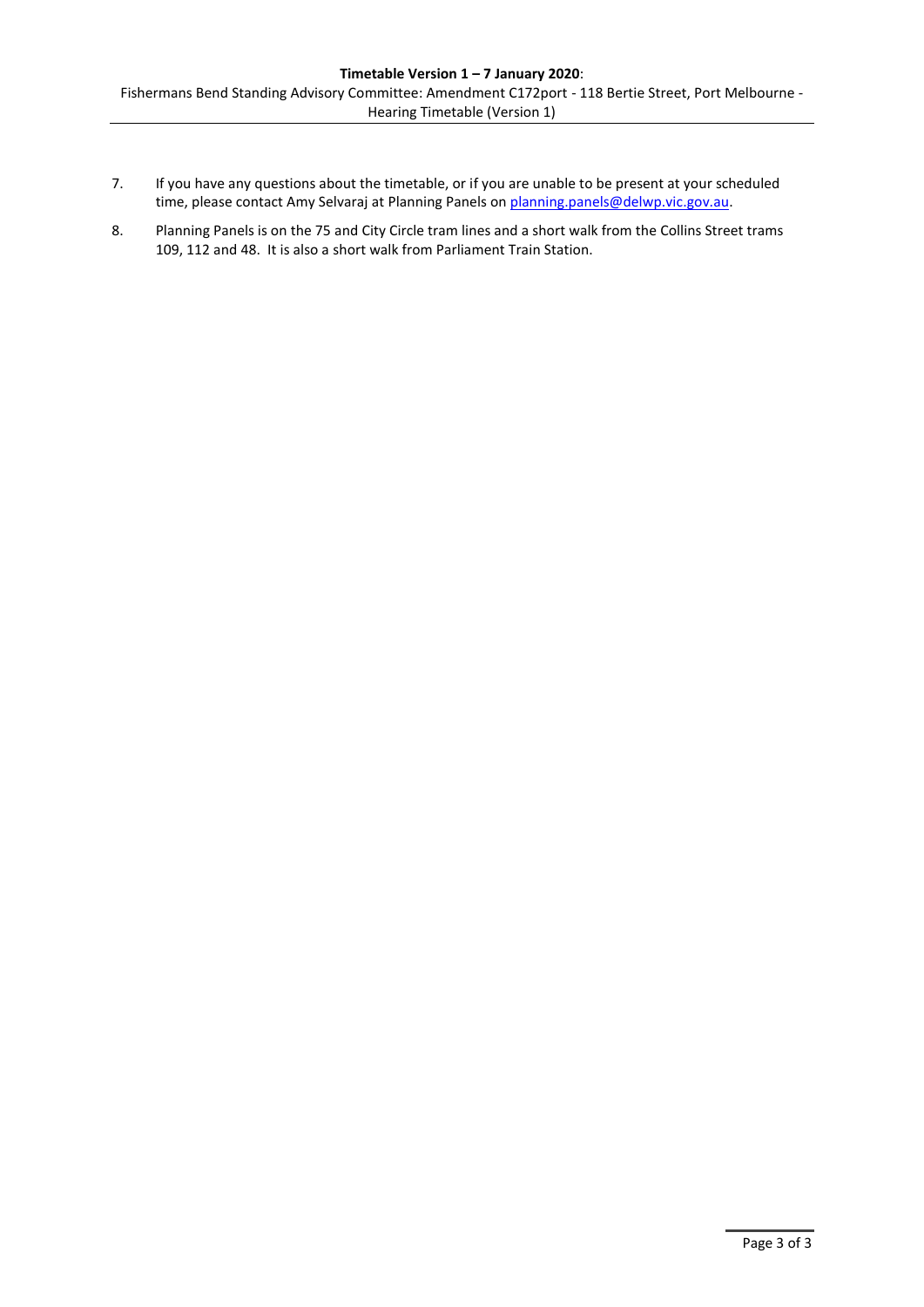7. If you have any questions about the timetable, or if you are unable to be present at your scheduled time, please contact Amy Selvaraj at Planning Panels on planning.panels@delwp.vic.gov.au.

8. Planning Panels is on the 75 and City Circle tram lines and a short walk from the Collins Street trams 109, 112 and 48. It is also a short walk from Parliament Train Station.